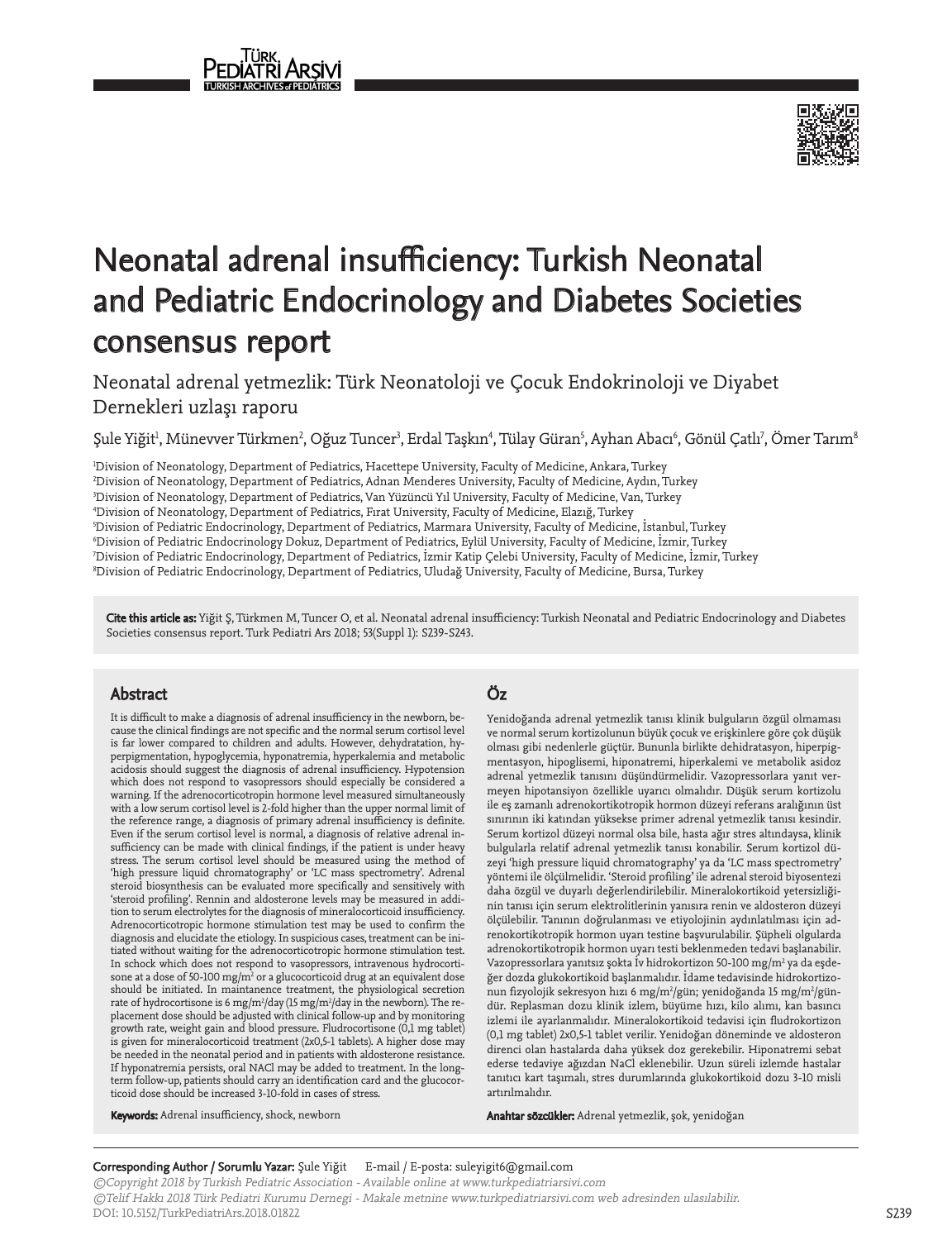# Neonatal adrenal insufficiency: Turkish Neonatal and Pediatric Endocrinology and Diabetes Societies consensus report

## Neonatal adrenal yetmezlik: Türk Neonatoloji ve Çocuk Endokrinoloji ve Diyabet Dernekleri uzlaşı raporu

Şule Yiğit[1], Münevver Türkmen[2], Oğuz Tuncer[3], Erdal Taşkın[4], Tülay Güran[5], Ayhan Abacı[6], Gönül Çatlı[7], Ömer Tarım[8]

[1]Division of Neonatology, Department of Pediatrics, Hacettepe University, Faculty of Medicine, Ankara, Turkey
[2]Division of Neonatology, Department of Pediatrics, Adnan Menderes University, Faculty of Medicine, Aydın, Turkey
[3]Division of Neonatology, Department of Pediatrics, Van Yüzüncü Yıl University, Faculty of Medicine, Van, Turkey
[4]Division of Neonatology, Department of Pediatrics, Fırat University, Faculty of Medicine, Elazığ, Turkey
[5]Division of Pediatric Endocrinology, Department of Pediatrics, Marmara University, Faculty of Medicine, İstanbul, Turkey
[6]Division of Pediatric Endocrinology Dokuz, Department of Pediatrics, Eylül University, Faculty of Medicine, İzmir, Turkey
[7]Division of Pediatric Endocrinology, Department of Pediatrics, İzmir Katip Çelebi University, Faculty of Medicine, İzmir, Turkey
[8]Division of Pediatric Endocrinology, Department of Pediatrics, Uludağ University, Faculty of Medicine, Bursa, Turkey

**Cite this article as:** Yiğit Ş, Türkmen M, Tuncer O, et al. Neonatal adrenal insufficiency: Turkish Neonatal and Pediatric Endocrinology and Diabetes Societies consensus report. Turk Pediatri Ars 2018; 53(Suppl 1): S239-S243.

## Abstract

It is difficult to make a diagnosis of adrenal insufficiency in the newborn, because the clinical findings are not specific and the normal serum cortisol level is far lower compared to children and adults. However, dehydratation, hyperpigmentation, hypoglycemia, hyponatremia, hyperkalemia and metabolic acidosis should suggest the diagnosis of adrenal insufficiency. Hypotension which does not respond to vasopressors should especially be considered a warning. If the adrenocorticotropin hormone level measured simultaneously with a low serum cortisol level is 2-fold higher than the upper normal limit of the reference range, a diagnosis of primary adrenal insufficiency is definite. Even if the serum cortisol level is normal, a diagnosis of relative adrenal insufficiency can be made with clinical findings, if the patient is under heavy stress. The serum cortisol level should be measured using the method of 'high pressure liquid chromatography' or 'LC mass spectrometry'. Adrenal steroid biosynthesis can be evaluated more specifically and sensitively with 'steroid profiling'. Rennin and aldosterone levels may be measured in addition to serum electrolytes for the diagnosis of mineralocorticoid insufficiency. Adrenocorticotropic hormone stimulation test may be used to confirm the diagnosis and elucidate the etiology. In suspicious cases, treatment can be initiated without waiting for the adrenocorticotropic hormone stimulation test. In schock which does not respond to vasopressors, intravenous hydrocortisone at a dose of 50-100 mg/m$^2$ or a glucocorticoid drug at an equivalent dose should be initiated. In maintanence treatment, the physiological secretion rate of hydrocortisone is 6 mg/m$^2$/day (15 mg/m$^2$/day in the newborn). The replacement dose should be adjusted with clinical follow-up and by monitoring growth rate, weight gain and blood pressure. Fludrocortisone (0,1 mg tablet) is given for mineralocorticoid treatment (2x0,5-1 tablets). A higher dose may be needed in the neonatal period and in patients with aldosterone resistance. If hyponatremia persists, oral NACl may be added to treatment. In the long-term follow-up, patients should carry an identification card and the glucocorticoid dose should be increased 3-10-fold in cases of stress.

**Keywords:** Adrenal insufficiency, shock, newborn

## Öz

Yenidoğanda adrenal yetmezlik tanısı klinik bulguların özgül olmaması ve normal serum kortizolunun büyük çocuk ve erişkinlere göre çok düşük olması gibi nedenlerle güçtür. Bununla birlikte dehidratasyon, hiperpigmentasyon, hipoglisemi, hiponatremi, hiperkalemi ve metabolik asidoz adrenal yetmezlik tanısını düşündürmelidir. Vazopressorlara yanıt vermeyen hipotansiyon özellikle uyarıcı olmalıdır. Düşük serum kortizolu ile eş zamanlı adrenokortikotropik hormon düzeyi referans aralığının üst sınırının iki katından yüksekse primer adrenal yetmezlik tanısı kesindir. Serum kortizol düzeyi normal olsa bile, hasta ağır stres altındaysa, klinik bulgularla relatif adrenal yetmezlik tanısı konabilir. Serum kortizol düzeyi 'high pressure liquid chromatography' ya da 'LC mass spectrometry' yöntemi ile ölçülmelidir. 'Steroid profiling' ile adrenal steroid biyosentezi daha özgül ve duyarlı değerlendirilebilir. Mineralokortikoid yetersizliğinin tanısı için serum elektrolitlerinin yanısıra renin ve aldosteron düzeyi ölçülebilir. Tanının doğrulanması ve etiyolojinin aydınlatılması için adrenokortikotropik hormon uyarı testine başvurulabilir. Şüpheli olgularda adrenokortikotropik hormon uyarı testi beklenmeden tedavi başlanabilir. Vazopressorlara yanıtsız şokta İV hidrokortizon 50-100 mg/m$^2$ ya da eşdeğer dozda glukokortikoid başlanmalıdır. İdame tedavisinde hidrokortizonun fizyolojik sekresyon hızı 6 mg/m$^2$/gün; yenidoğanda 15 mg/m$^2$/gündür. Replasman dozu klinik izlem, büyüme hızı, kilo alımı, kan basıncı izlemi ile ayarlanmalıdır. Mineralokortikoid tedavisi için fludrokortizon (0,1 mg tablet) 2x0,5-1 tablet verilir. Yenidoğan döneminde ve aldosteron direnci olan hastalarda daha yüksek doz gerekebilir. Hiponatremi sebat ederse tedaviye ağızdan NaCl eklenebilir. Uzun süreli izlemde hastalar tanıtıcı kart taşımalı, stres durumlarında glukokortikoid dozu 3-10 misli artırılmalıdır.

**Anahtar sözcükler:** Adrenal yetmezlik, şok, yenidoğan

**Corresponding Author / Sorumlu Yazar:** Şule Yiğit E-mail / E-posta: suleyigit6@gmail.com

*©Copyright 2018 by Turkish Pediatric Association - Available online at www.turkpediatriarsivi.com*
*©Telif Hakkı 2018 Türk Pediatri Kurumu Dernegi - Makale metnine www.turkpediatriarsivi.com web adresinden ulasılabilir.*
DOI: 10.5152/TurkPediatriArs.2018.01822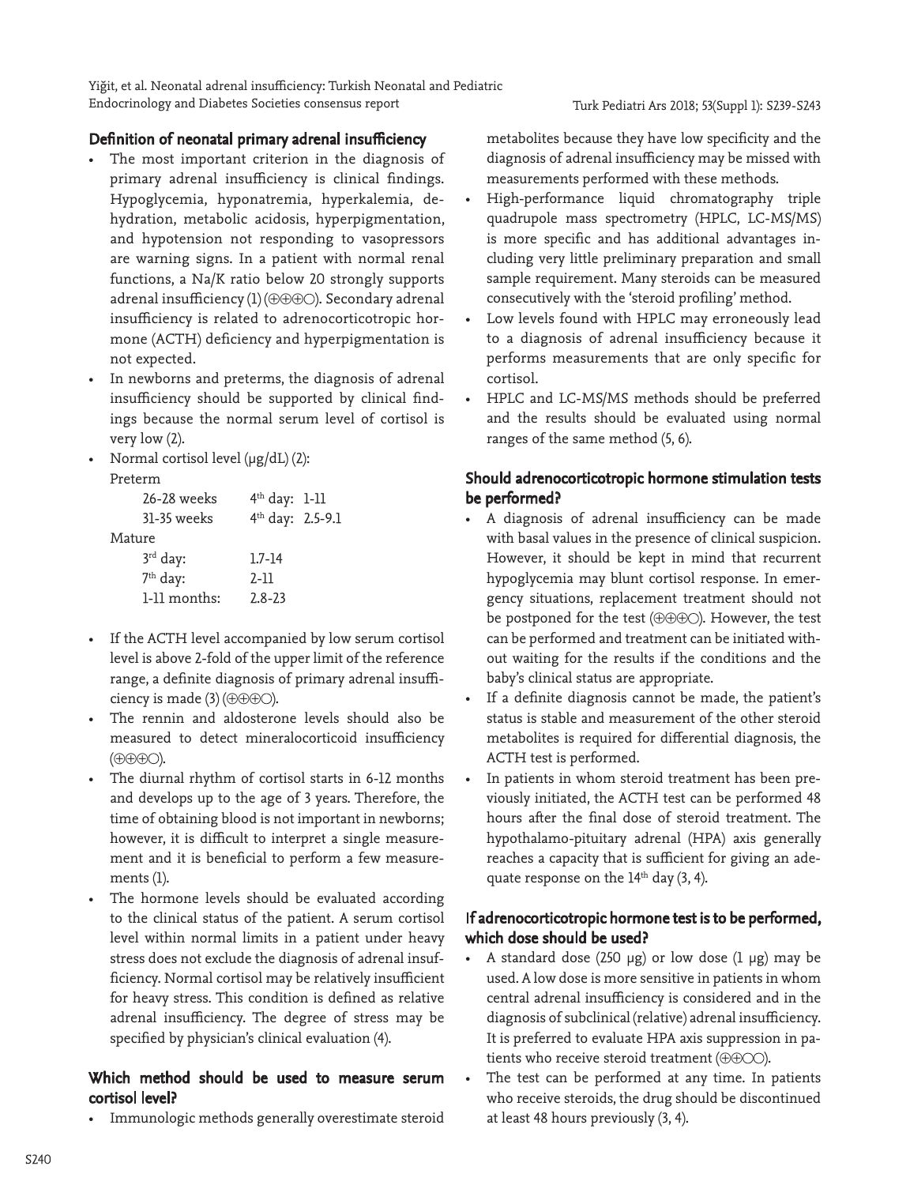## Definition of neonatal primary adrenal insufficiency

- The most important criterion in the diagnosis of primary adrenal insufficiency is clinical findings. Hypoglycemia, hyponatremia, hyperkalemia, dehydration, metabolic acidosis, hyperpigmentation, and hypotension not responding to vasopressors are warning signs. In a patient with normal renal functions, a Na/K ratio below 20 strongly supports adrenal insufficiency (1) (⊕⊕⊕○). Secondary adrenal insufficiency is related to adrenocorticotropic hormone (ACTH) deficiency and hyperpigmentation is not expected.
- In newborns and preterms, the diagnosis of adrenal insufficiency should be supported by clinical findings because the normal serum level of cortisol is very low (2).
- Normal cortisol level (μg/dL) (2):

| | | |
|---|---|---|
| Preterm | | |
| | 26-28 weeks | 4th day: 1-11 |
| | 31-35 weeks | 4th day: 2.5-9.1 |
| Mature | | |
| | 3rd day: | 1.7-14 |
| | 7th day: | 2-11 |
| | 1-11 months: | 2.8-23 |

- If the ACTH level accompanied by low serum cortisol level is above 2-fold of the upper limit of the reference range, a definite diagnosis of primary adrenal insufficiency is made (3) (⊕⊕⊕○).
- The rennin and aldosterone levels should also be measured to detect mineralocorticoid insufficiency (⊕⊕⊕○).
- The diurnal rhythm of cortisol starts in 6-12 months and develops up to the age of 3 years. Therefore, the time of obtaining blood is not important in newborns; however, it is difficult to interpret a single measurement and it is beneficial to perform a few measurements (1).
- The hormone levels should be evaluated according to the clinical status of the patient. A serum cortisol level within normal limits in a patient under heavy stress does not exclude the diagnosis of adrenal insufficiency. Normal cortisol may be relatively insufficient for heavy stress. This condition is defined as relative adrenal insufficiency. The degree of stress may be specified by physician's clinical evaluation (4).

## Which method should be used to measure serum cortisol level?

- Immunologic methods generally overestimate steroid metabolites because they have low specificity and the diagnosis of adrenal insufficiency may be missed with measurements performed with these methods.
- High-performance liquid chromatography triple quadrupole mass spectrometry (HPLC, LC-MS/MS) is more specific and has additional advantages including very little preliminary preparation and small sample requirement. Many steroids can be measured consecutively with the 'steroid profiling' method.
- Low levels found with HPLC may erroneously lead to a diagnosis of adrenal insufficiency because it performs measurements that are only specific for cortisol.
- HPLC and LC-MS/MS methods should be preferred and the results should be evaluated using normal ranges of the same method (5, 6).

## Should adrenocorticotropic hormone stimulation tests be performed?

- A diagnosis of adrenal insufficiency can be made with basal values in the presence of clinical suspicion. However, it should be kept in mind that recurrent hypoglycemia may blunt cortisol response. In emergency situations, replacement treatment should not be postponed for the test (⊕⊕⊕○). However, the test can be performed and treatment can be initiated without waiting for the results if the conditions and the baby's clinical status are appropriate.
- If a definite diagnosis cannot be made, the patient's status is stable and measurement of the other steroid metabolites is required for differential diagnosis, the ACTH test is performed.
- In patients in whom steroid treatment has been previously initiated, the ACTH test can be performed 48 hours after the final dose of steroid treatment. The hypothalamo-pituitary adrenal (HPA) axis generally reaches a capacity that is sufficient for giving an adequate response on the 14th day (3, 4).

## If adrenocorticotropic hormone test is to be performed, which dose should be used?

- A standard dose (250 μg) or low dose (1 μg) may be used. A low dose is more sensitive in patients in whom central adrenal insufficiency is considered and in the diagnosis of subclinical (relative) adrenal insufficiency. It is preferred to evaluate HPA axis suppression in patients who receive steroid treatment (⊕⊕○○).
- The test can be performed at any time. In patients who receive steroids, the drug should be discontinued at least 48 hours previously (3, 4).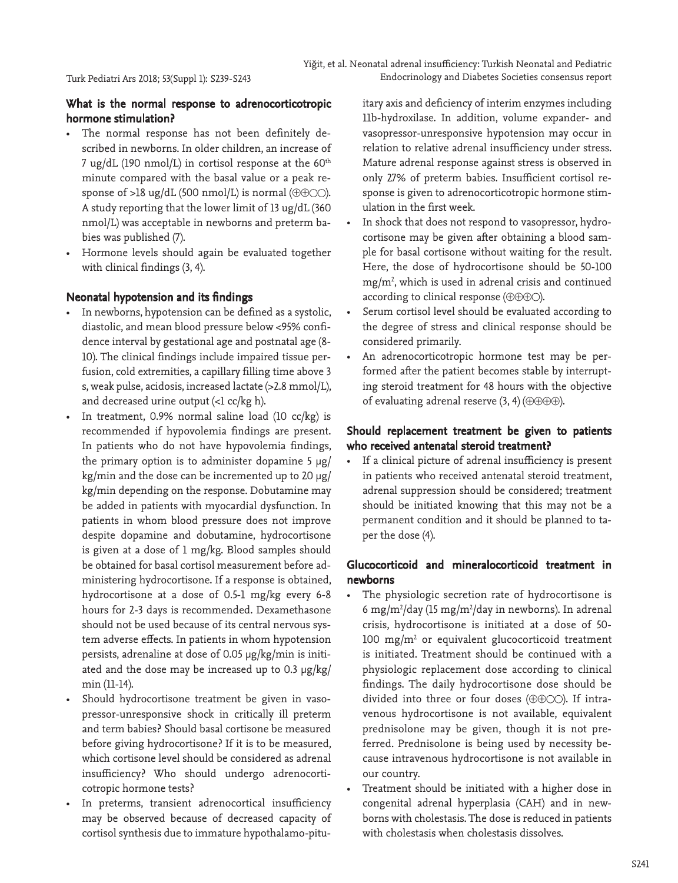### What is the normal response to adrenocorticotropic hormone stimulation?

- The normal response has not been definitely described in newborns. In older children, an increase of 7 ug/dL (190 nmol/L) in cortisol response at the $60^{th}$ minute compared with the basal value or a peak response of >18 ug/dL (500 nmol/L) is normal (⊕⊕○○). A study reporting that the lower limit of 13 ug/dL (360 nmol/L) was acceptable in newborns and preterm babies was published (7).
- Hormone levels should again be evaluated together with clinical findings (3, 4).

### Neonatal hypotension and its findings

- In newborns, hypotension can be defined as a systolic, diastolic, and mean blood pressure below <95% confidence interval by gestational age and postnatal age (8-10). The clinical findings include impaired tissue perfusion, cold extremities, a capillary filling time above 3 s, weak pulse, acidosis, increased lactate (>2.8 mmol/L), and decreased urine output (<1 cc/kg h).
- In treatment, 0.9% normal saline load (10 cc/kg) is recommended if hypovolemia findings are present. In patients who do not have hypovolemia findings, the primary option is to administer dopamine 5 µg/kg/min and the dose can be incremented up to 20 µg/kg/min depending on the response. Dobutamine may be added in patients with myocardial dysfunction. In patients in whom blood pressure does not improve despite dopamine and dobutamine, hydrocortisone is given at a dose of 1 mg/kg. Blood samples should be obtained for basal cortisol measurement before administering hydrocortisone. If a response is obtained, hydrocortisone at a dose of 0.5-1 mg/kg every 6-8 hours for 2-3 days is recommended. Dexamethasone should not be used because of its central nervous system adverse effects. In patients in whom hypotension persists, adrenaline at dose of 0.05 µg/kg/min is initiated and the dose may be increased up to 0.3 µg/kg/min (11-14).
- Should hydrocortisone treatment be given in vasopressor-unresponsive shock in critically ill preterm and term babies? Should basal cortisone be measured before giving hydrocortisone? If it is to be measured, which cortisone level should be considered as adrenal insufficiency? Who should undergo adrenocorticotropic hormone tests?
- In preterms, transient adrenocortical insufficiency may be observed because of decreased capacity of cortisol synthesis due to immature hypothalamo-pituitary axis and deficiency of interim enzymes including 11b-hydroxilase. In addition, volume expander- and vasopressor-unresponsive hypotension may occur in relation to relative adrenal insufficiency under stress. Mature adrenal response against stress is observed in only 27% of preterm babies. Insufficient cortisol response is given to adrenocorticotropic hormone stimulation in the first week.
- In shock that does not respond to vasopressor, hydrocortisone may be given after obtaining a blood sample for basal cortisone without waiting for the result. Here, the dose of hydrocortisone should be 50-100 $mg/m^2$, which is used in adrenal crisis and continued according to clinical response (⊕⊕⊕○).
- Serum cortisol level should be evaluated according to the degree of stress and clinical response should be considered primarily.
- An adrenocorticotropic hormone test may be performed after the patient becomes stable by interrupting steroid treatment for 48 hours with the objective of evaluating adrenal reserve (3, 4) (⊕⊕⊕⊕).

### Should replacement treatment be given to patients who received antenatal steroid treatment?

- If a clinical picture of adrenal insufficiency is present in patients who received antenatal steroid treatment, adrenal suppression should be considered; treatment should be initiated knowing that this may not be a permanent condition and it should be planned to taper the dose (4).

### Glucocorticoid and mineralocorticoid treatment in newborns

- The physiologic secretion rate of hydrocortisone is 6 $mg/m^2$/day (15 $mg/m^2$/day in newborns). In adrenal crisis, hydrocortisone is initiated at a dose of 50-100 $mg/m^2$ or equivalent glucocorticoid treatment is initiated. Treatment should be continued with a physiologic replacement dose according to clinical findings. The daily hydrocortisone dose should be divided into three or four doses (⊕⊕○○). If intravenous hydrocortisone is not available, equivalent prednisolone may be given, though it is not preferred. Prednisolone is being used by necessity because intravenous hydrocortisone is not available in our country.
- Treatment should be initiated with a higher dose in congenital adrenal hyperplasia (CAH) and in newborns with cholestasis. The dose is reduced in patients with cholestasis when cholestasis dissolves.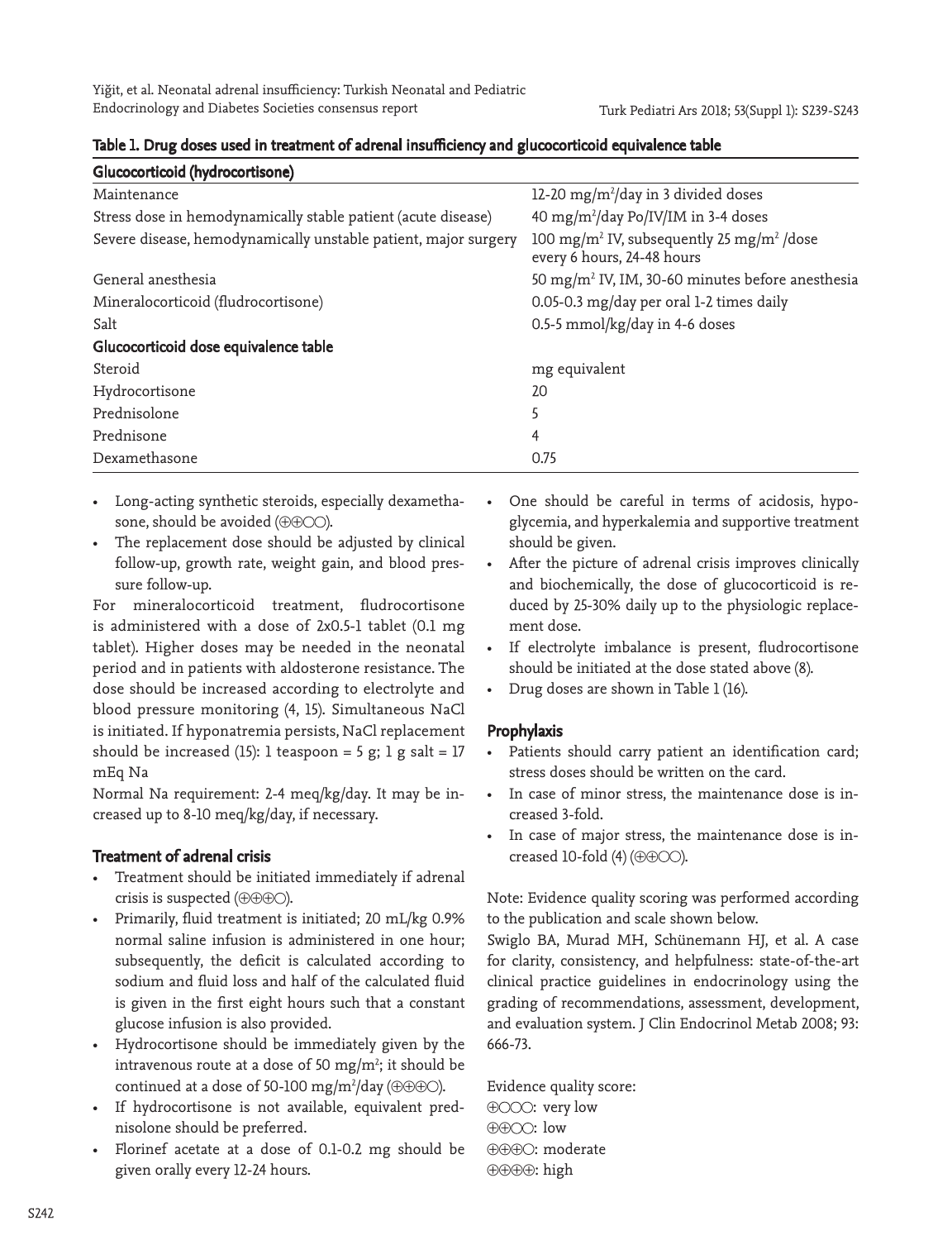Table 1. Drug doses used in treatment of adrenal insufficiency and glucocorticoid equivalence table

| Glucocorticoid (hydrocortisone) | |
|---|---|
| Maintenance | 12-20 mg/m²/day in 3 divided doses |
| Stress dose in hemodynamically stable patient (acute disease) | 40 mg/m²/day Po/IV/IM in 3-4 doses |
| Severe disease, hemodynamically unstable patient, major surgery | 100 mg/m² IV, subsequently 25 mg/m² /dose every 6 hours, 24-48 hours |
| General anesthesia | 50 mg/m² IV, IM, 30-60 minutes before anesthesia |
| Mineralocorticoid (fludrocortisone) | 0.05-0.3 mg/day per oral 1-2 times daily |
| Salt | 0.5-5 mmol/kg/day in 4-6 doses |
| **Glucocorticoid dose equivalence table** | |
| Steroid | mg equivalent |
| Hydrocortisone | 20 |
| Prednisolone | 5 |
| Prednisone | 4 |
| Dexamethasone | 0.75 |

- Long-acting synthetic steroids, especially dexamethasone, should be avoided (⊕⊕○○).
- The replacement dose should be adjusted by clinical follow-up, growth rate, weight gain, and blood pressure follow-up.

For mineralocorticoid treatment, fludrocortisone is administered with a dose of 2x0.5-1 tablet (0.1 mg tablet). Higher doses may be needed in the neonatal period and in patients with aldosterone resistance. The dose should be increased according to electrolyte and blood pressure monitoring (4, 15). Simultaneous NaCl is initiated. If hyponatremia persists, NaCl replacement should be increased (15): 1 teaspoon = 5 g; 1 g salt = 17 mEq Na

Normal Na requirement: 2-4 meq/kg/day. It may be increased up to 8-10 meq/kg/day, if necessary.

## Treatment of adrenal crisis

- Treatment should be initiated immediately if adrenal crisis is suspected (⊕⊕⊕○).
- Primarily, fluid treatment is initiated; 20 mL/kg 0.9% normal saline infusion is administered in one hour; subsequently, the deficit is calculated according to sodium and fluid loss and half of the calculated fluid is given in the first eight hours such that a constant glucose infusion is also provided.
- Hydrocortisone should be immediately given by the intravenous route at a dose of 50 mg/m²; it should be continued at a dose of 50-100 mg/m²/day (⊕⊕⊕○).
- If hydrocortisone is not available, equivalent prednisolone should be preferred.
- Florinef acetate at a dose of 0.1-0.2 mg should be given orally every 12-24 hours.
- One should be careful in terms of acidosis, hypoglycemia, and hyperkalemia and supportive treatment should be given.
- After the picture of adrenal crisis improves clinically and biochemically, the dose of glucocorticoid is reduced by 25-30% daily up to the physiologic replacement dose.
- If electrolyte imbalance is present, fludrocortisone should be initiated at the dose stated above (8).
- Drug doses are shown in Table 1 (16).

## Prophylaxis

- Patients should carry patient an identification card; stress doses should be written on the card.
- In case of minor stress, the maintenance dose is increased 3-fold.
- In case of major stress, the maintenance dose is increased 10-fold (4) (⊕⊕○○).

Note: Evidence quality scoring was performed according to the publication and scale shown below.

Swiglo BA, Murad MH, Schünemann HJ, et al. A case for clarity, consistency, and helpfulness: state-of-the-art clinical practice guidelines in endocrinology using the grading of recommendations, assessment, development, and evaluation system. J Clin Endocrinol Metab 2008; 93: 666-73.

Evidence quality score:
⊕○○○: very low
⊕⊕○○: low
⊕⊕⊕○: moderate
⊕⊕⊕⊕: high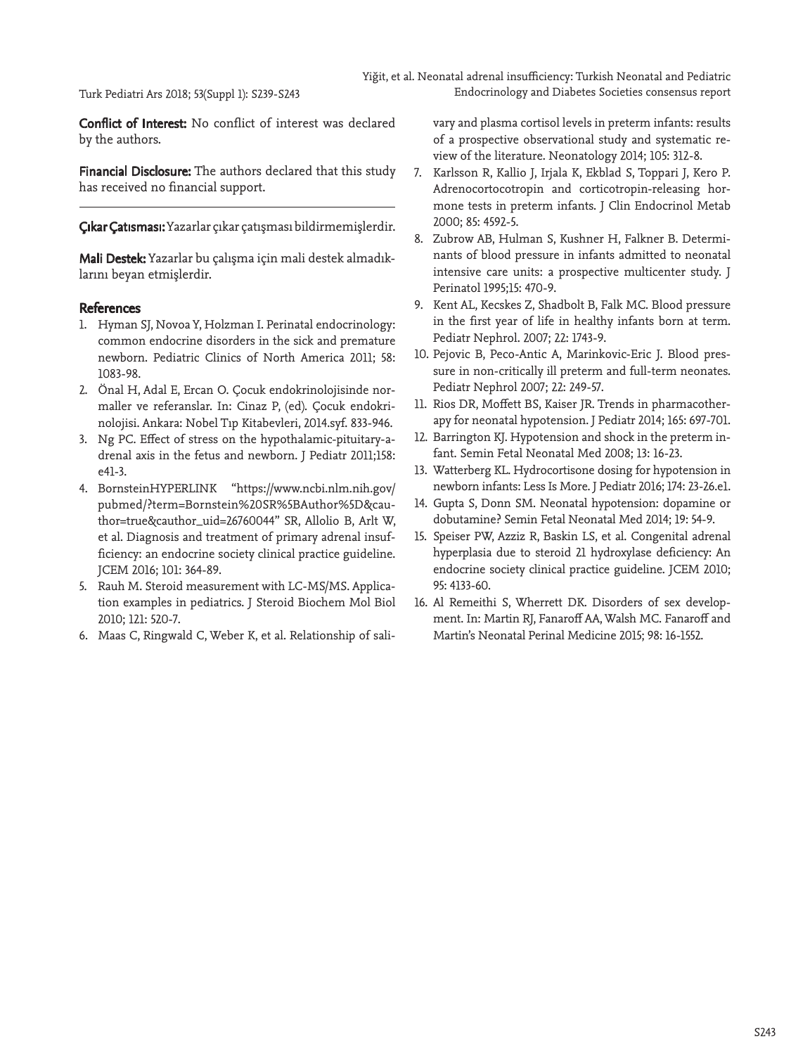**Conflict of Interest:** No conflict of interest was declared by the authors.

**Financial Disclosure:** The authors declared that this study has received no financial support.

---

**Çıkar Çatısması:** Yazarlar çıkar çatışması bildirmemişlerdir.

**Mali Destek:** Yazarlar bu çalışma için mali destek almadıklarını beyan etmişlerdir.

## References

1. Hyman SJ, Novoa Y, Holzman I. Perinatal endocrinology: common endocrine disorders in the sick and premature newborn. Pediatric Clinics of North America 2011; 58: 1083-98.
2. Önal H, Adal E, Ercan O. Çocuk endokrinolojisinde normaller ve referanslar. In: Cinaz P, (ed). Çocuk endokrinolojisi. Ankara: Nobel Tıp Kitabevleri, 2014.syf. 833-946.
3. Ng PC. Effect of stress on the hypothalamic-pituitary-adrenal axis in the fetus and newborn. J Pediatr 2011;158: e41-3.
4. BornsteinHYPERLINK "https://www.ncbi.nlm.nih.gov/pubmed/?term=Bornstein%20SR%5BAuthor%5D&cauthor=true&cauthor_uid=26760044" SR, Allolio B, Arlt W, et al. Diagnosis and treatment of primary adrenal insufficiency: an endocrine society clinical practice guideline. JCEM 2016; 101: 364-89.
5. Rauh M. Steroid measurement with LC-MS/MS. Application examples in pediatrics. J Steroid Biochem Mol Biol 2010; 121: 520-7.
6. Maas C, Ringwald C, Weber K, et al. Relationship of salivary and plasma cortisol levels in preterm infants: results of a prospective observational study and systematic review of the literature. Neonatology 2014; 105: 312-8.
7. Karlsson R, Kallio J, Irjala K, Ekblad S, Toppari J, Kero P. Adrenocortocotropin and corticotropin-releasing hormone tests in preterm infants. J Clin Endocrinol Metab 2000; 85: 4592-5.
8. Zubrow AB, Hulman S, Kushner H, Falkner B. Determinants of blood pressure in infants admitted to neonatal intensive care units: a prospective multicenter study. J Perinatol 1995;15: 470-9.
9. Kent AL, Kecskes Z, Shadbolt B, Falk MC. Blood pressure in the first year of life in healthy infants born at term. Pediatr Nephrol. 2007; 22: 1743-9.
10. Pejovic B, Peco-Antic A, Marinkovic-Eric J. Blood pressure in non-critically ill preterm and full-term neonates. Pediatr Nephrol 2007; 22: 249-57.
11. Rios DR, Moffett BS, Kaiser JR. Trends in pharmacotherapy for neonatal hypotension. J Pediatr 2014; 165: 697-701.
12. Barrington KJ. Hypotension and shock in the preterm infant. Semin Fetal Neonatal Med 2008; 13: 16-23.
13. Watterberg KL. Hydrocortisone dosing for hypotension in newborn infants: Less Is More. J Pediatr 2016; 174: 23-26.e1.
14. Gupta S, Donn SM. Neonatal hypotension: dopamine or dobutamine? Semin Fetal Neonatal Med 2014; 19: 54-9.
15. Speiser PW, Azziz R, Baskin LS, et al. Congenital adrenal hyperplasia due to steroid 21 hydroxylase deficiency: An endocrine society clinical practice guideline. JCEM 2010; 95: 4133-60.
16. Al Remeithi S, Wherrett DK. Disorders of sex development. In: Martin RJ, Fanaroff AA, Walsh MC. Fanaroff and Martin's Neonatal Perinal Medicine 2015; 98: 16-1552.